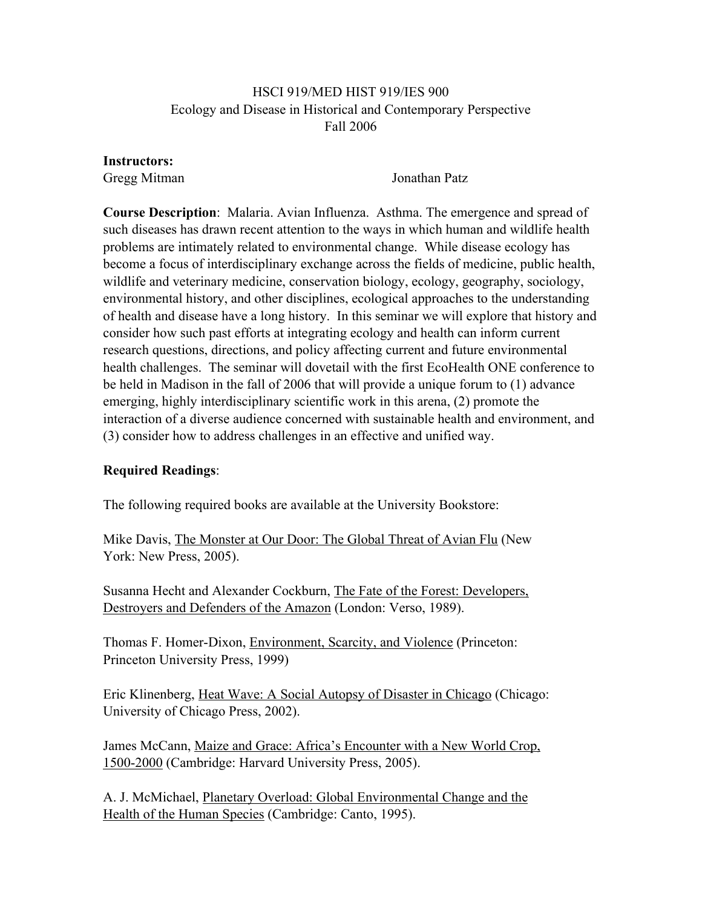# HSCI 919/MED HIST 919/IES 900
## Ecology and Disease in Historical and Contemporary Perspective
### Fall 2006

**Instructors:**

Gregg Mitman

Jonathan Patz

**Course Description**: Malaria. Avian Influenza. Asthma. The emergence and spread of such diseases has drawn recent attention to the ways in which human and wildlife health problems are intimately related to environmental change. While disease ecology has become a focus of interdisciplinary exchange across the fields of medicine, public health, wildlife and veterinary medicine, conservation biology, ecology, geography, sociology, environmental history, and other disciplines, ecological approaches to the understanding of health and disease have a long history. In this seminar we will explore that history and consider how such past efforts at integrating ecology and health can inform current research questions, directions, and policy affecting current and future environmental health challenges. The seminar will dovetail with the first EcoHealth ONE conference to be held in Madison in the fall of 2006 that will provide a unique forum to (1) advance emerging, highly interdisciplinary scientific work in this arena, (2) promote the interaction of a diverse audience concerned with sustainable health and environment, and (3) consider how to address challenges in an effective and unified way.

**Required Readings**:

The following required books are available at the University Bookstore:

Mike Davis, The Monster at Our Door: The Global Threat of Avian Flu (New York: New Press, 2005).

Susanna Hecht and Alexander Cockburn, The Fate of the Forest: Developers, Destroyers and Defenders of the Amazon (London: Verso, 1989).

Thomas F. Homer-Dixon, Environment, Scarcity, and Violence (Princeton: Princeton University Press, 1999)

Eric Klinenberg, Heat Wave: A Social Autopsy of Disaster in Chicago (Chicago: University of Chicago Press, 2002).

James McCann, Maize and Grace: Africa's Encounter with a New World Crop, 1500-2000 (Cambridge: Harvard University Press, 2005).

A. J. McMichael, Planetary Overload: Global Environmental Change and the Health of the Human Species (Cambridge: Canto, 1995).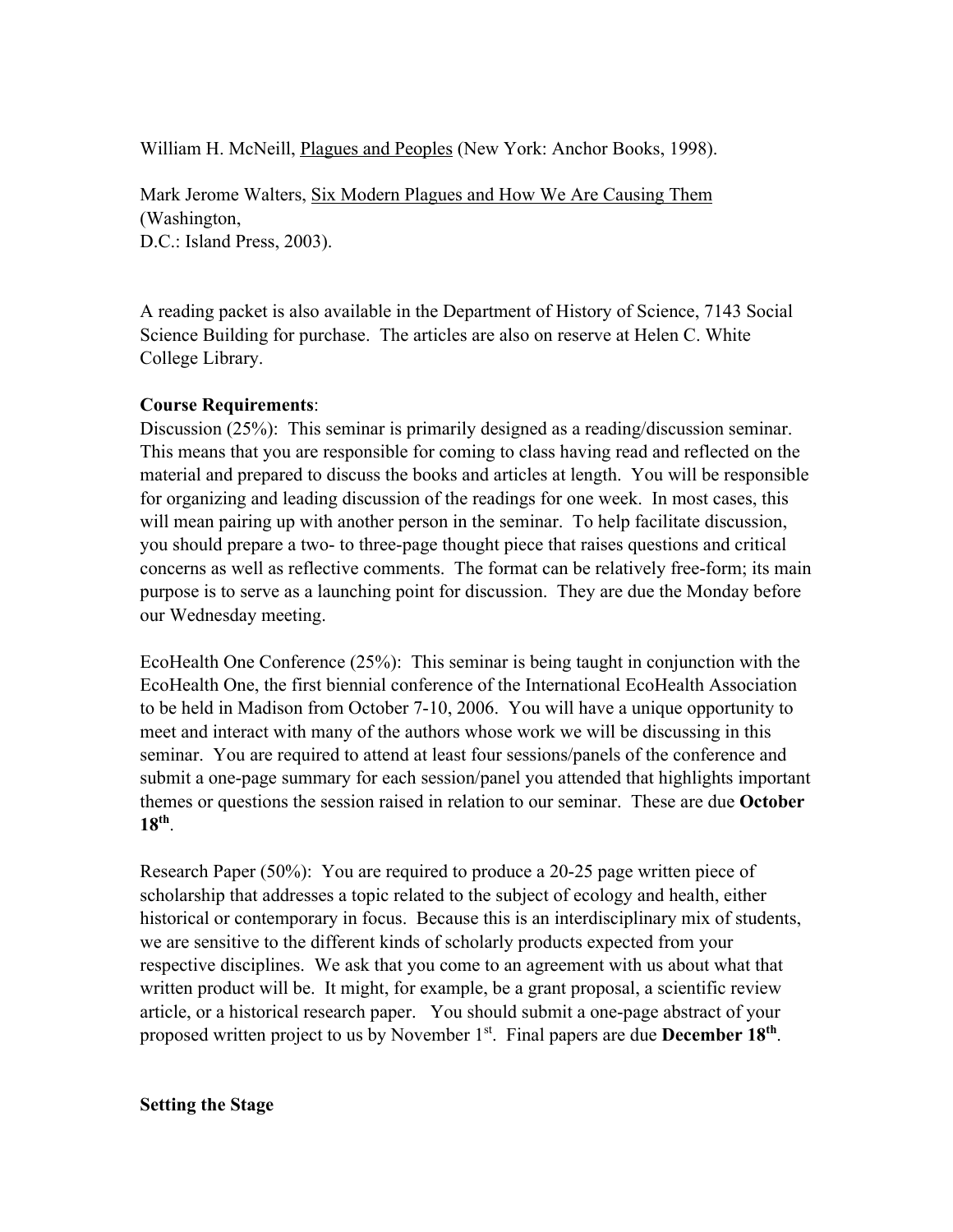William H. McNeill, Plagues and Peoples (New York: Anchor Books, 1998).

Mark Jerome Walters, Six Modern Plagues and How We Are Causing Them (Washington, D.C.: Island Press, 2003).

A reading packet is also available in the Department of History of Science, 7143 Social Science Building for purchase. The articles are also on reserve at Helen C. White College Library.

**Course Requirements**:

Discussion (25%): This seminar is primarily designed as a reading/discussion seminar. This means that you are responsible for coming to class having read and reflected on the material and prepared to discuss the books and articles at length. You will be responsible for organizing and leading discussion of the readings for one week. In most cases, this will mean pairing up with another person in the seminar. To help facilitate discussion, you should prepare a two- to three-page thought piece that raises questions and critical concerns as well as reflective comments. The format can be relatively free-form; its main purpose is to serve as a launching point for discussion. They are due the Monday before our Wednesday meeting.

EcoHealth One Conference (25%): This seminar is being taught in conjunction with the EcoHealth One, the first biennial conference of the International EcoHealth Association to be held in Madison from October 7-10, 2006. You will have a unique opportunity to meet and interact with many of the authors whose work we will be discussing in this seminar. You are required to attend at least four sessions/panels of the conference and submit a one-page summary for each session/panel you attended that highlights important themes or questions the session raised in relation to our seminar. These are due **October 18th**.

Research Paper (50%): You are required to produce a 20-25 page written piece of scholarship that addresses a topic related to the subject of ecology and health, either historical or contemporary in focus. Because this is an interdisciplinary mix of students, we are sensitive to the different kinds of scholarly products expected from your respective disciplines. We ask that you come to an agreement with us about what that written product will be. It might, for example, be a grant proposal, a scientific review article, or a historical research paper. You should submit a one-page abstract of your proposed written project to us by November 1st. Final papers are due **December 18th**.

**Setting the Stage**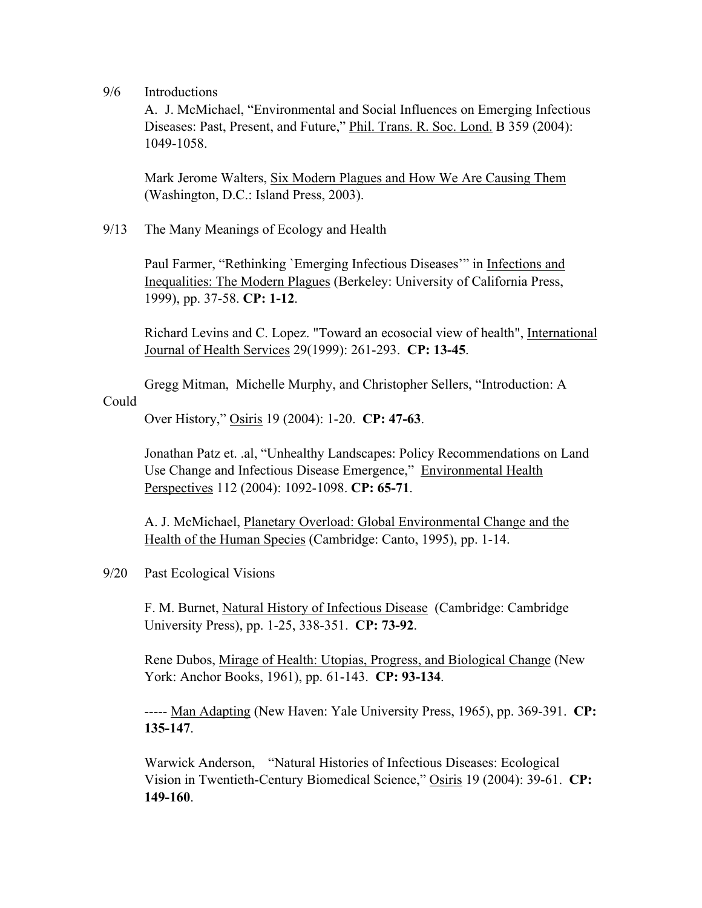9/6 Introductions

A. J. McMichael, "Environmental and Social Influences on Emerging Infectious Diseases: Past, Present, and Future," Phil. Trans. R. Soc. Lond. B 359 (2004): 1049-1058.

Mark Jerome Walters, Six Modern Plagues and How We Are Causing Them (Washington, D.C.: Island Press, 2003).

9/13 The Many Meanings of Ecology and Health

Paul Farmer, "Rethinking `Emerging Infectious Diseases'" in Infections and Inequalities: The Modern Plagues (Berkeley: University of California Press, 1999), pp. 37-58. **CP: 1-12**.

Richard Levins and C. Lopez. "Toward an ecosocial view of health", International Journal of Health Services 29(1999): 261-293. **CP: 13-45**.

Gregg Mitman, Michelle Murphy, and Christopher Sellers, "Introduction: A Could

Over History," Osiris 19 (2004): 1-20. **CP: 47-63**.

Jonathan Patz et. .al, "Unhealthy Landscapes: Policy Recommendations on Land Use Change and Infectious Disease Emergence," Environmental Health Perspectives 112 (2004): 1092-1098. **CP: 65-71**.

A. J. McMichael, Planetary Overload: Global Environmental Change and the Health of the Human Species (Cambridge: Canto, 1995), pp. 1-14.

9/20 Past Ecological Visions

F. M. Burnet, Natural History of Infectious Disease (Cambridge: Cambridge University Press), pp. 1-25, 338-351. **CP: 73-92**.

Rene Dubos, Mirage of Health: Utopias, Progress, and Biological Change (New York: Anchor Books, 1961), pp. 61-143. **CP: 93-134**.

----- Man Adapting (New Haven: Yale University Press, 1965), pp. 369-391. **CP: 135-147**.

Warwick Anderson, "Natural Histories of Infectious Diseases: Ecological Vision in Twentieth-Century Biomedical Science," Osiris 19 (2004): 39-61. **CP: 149-160**.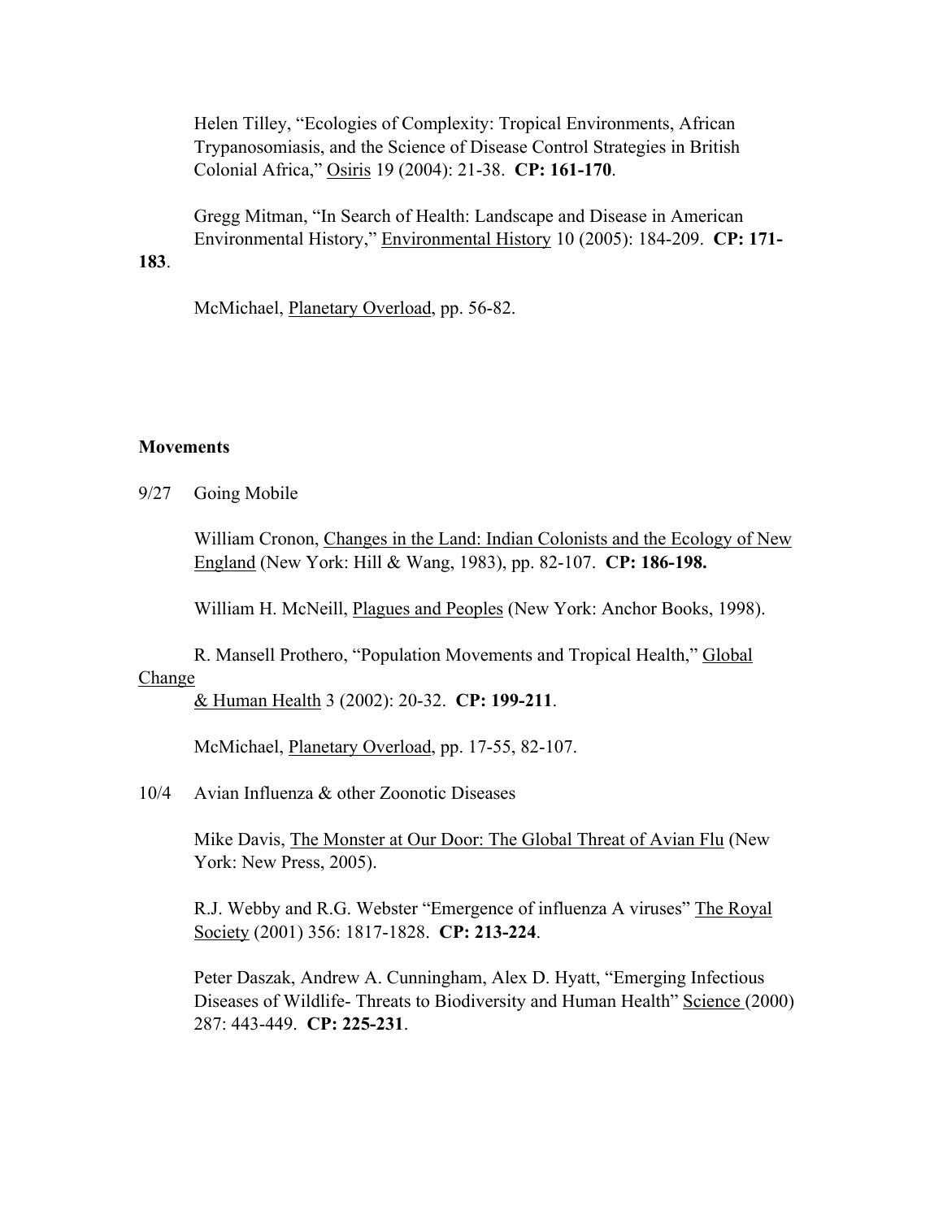Helen Tilley, "Ecologies of Complexity: Tropical Environments, African Trypanosomiasis, and the Science of Disease Control Strategies in British Colonial Africa," Osiris 19 (2004): 21-38. **CP: 161-170**.

Gregg Mitman, "In Search of Health: Landscape and Disease in American Environmental History," Environmental History 10 (2005): 184-209. **CP: 171-183**.

McMichael, Planetary Overload, pp. 56-82.

### Movements

9/27 Going Mobile

William Cronon, Changes in the Land: Indian Colonists and the Ecology of New England (New York: Hill & Wang, 1983), pp. 82-107. **CP: 186-198.**

William H. McNeill, Plagues and Peoples (New York: Anchor Books, 1998).

R. Mansell Prothero, "Population Movements and Tropical Health," Global Change & Human Health 3 (2002): 20-32. **CP: 199-211**.

McMichael, Planetary Overload, pp. 17-55, 82-107.

10/4 Avian Influenza & other Zoonotic Diseases

Mike Davis, The Monster at Our Door: The Global Threat of Avian Flu (New York: New Press, 2005).

R.J. Webby and R.G. Webster "Emergence of influenza A viruses" The Royal Society (2001) 356: 1817-1828. **CP: 213-224**.

Peter Daszak, Andrew A. Cunningham, Alex D. Hyatt, "Emerging Infectious Diseases of Wildlife- Threats to Biodiversity and Human Health" Science (2000) 287: 443-449. **CP: 225-231**.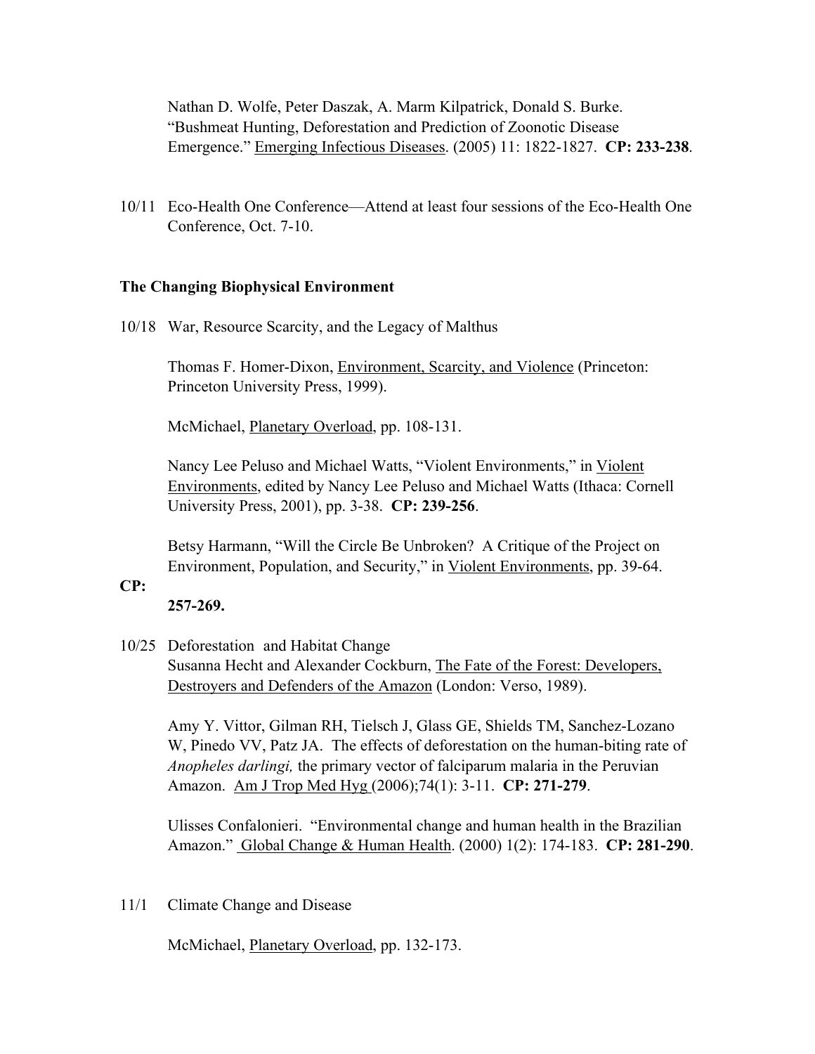Nathan D. Wolfe, Peter Daszak, A. Marm Kilpatrick, Donald S. Burke. "Bushmeat Hunting, Deforestation and Prediction of Zoonotic Disease Emergence." Emerging Infectious Diseases. (2005) 11: 1822-1827. **CP: 233-238**.

10/11 Eco-Health One Conference—Attend at least four sessions of the Eco-Health One Conference, Oct. 7-10.

**The Changing Biophysical Environment**

10/18 War, Resource Scarcity, and the Legacy of Malthus

Thomas F. Homer-Dixon, Environment, Scarcity, and Violence (Princeton: Princeton University Press, 1999).

McMichael, Planetary Overload, pp. 108-131.

Nancy Lee Peluso and Michael Watts, "Violent Environments," in Violent Environments, edited by Nancy Lee Peluso and Michael Watts (Ithaca: Cornell University Press, 2001), pp. 3-38. **CP: 239-256**.

Betsy Harmann, "Will the Circle Be Unbroken? A Critique of the Project on Environment, Population, and Security," in Violent Environments, pp. 39-64. **CP: 257-269.**

10/25 Deforestation and Habitat Change

Susanna Hecht and Alexander Cockburn, The Fate of the Forest: Developers, Destroyers and Defenders of the Amazon (London: Verso, 1989).

Amy Y. Vittor, Gilman RH, Tielsch J, Glass GE, Shields TM, Sanchez-Lozano W, Pinedo VV, Patz JA. The effects of deforestation on the human-biting rate of *Anopheles darlingi,* the primary vector of falciparum malaria in the Peruvian Amazon. Am J Trop Med Hyg (2006);74(1): 3-11. **CP: 271-279**.

Ulisses Confalonieri. "Environmental change and human health in the Brazilian Amazon." Global Change & Human Health. (2000) 1(2): 174-183. **CP: 281-290**.

11/1 Climate Change and Disease

McMichael, Planetary Overload, pp. 132-173.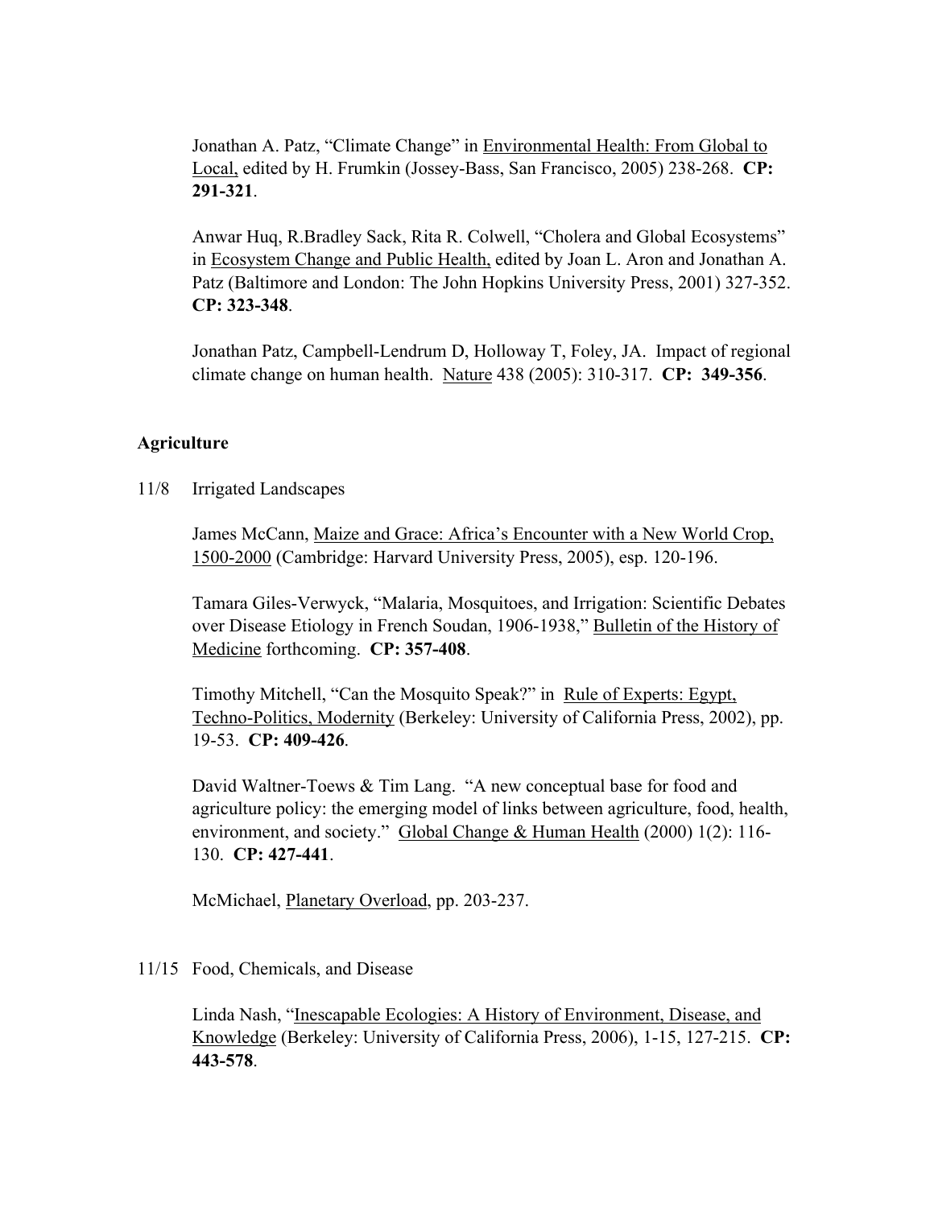Jonathan A. Patz, "Climate Change" in Environmental Health: From Global to Local, edited by H. Frumkin (Jossey-Bass, San Francisco, 2005) 238-268. **CP: 291-321**.

Anwar Huq, R.Bradley Sack, Rita R. Colwell, "Cholera and Global Ecosystems" in Ecosystem Change and Public Health, edited by Joan L. Aron and Jonathan A. Patz (Baltimore and London: The John Hopkins University Press, 2001) 327-352. **CP: 323-348**.

Jonathan Patz, Campbell-Lendrum D, Holloway T, Foley, JA. Impact of regional climate change on human health. Nature 438 (2005): 310-317. **CP: 349-356**.

**Agriculture**

11/8 Irrigated Landscapes

James McCann, Maize and Grace: Africa's Encounter with a New World Crop, 1500-2000 (Cambridge: Harvard University Press, 2005), esp. 120-196.

Tamara Giles-Verwyck, "Malaria, Mosquitoes, and Irrigation: Scientific Debates over Disease Etiology in French Soudan, 1906-1938," Bulletin of the History of Medicine forthcoming. **CP: 357-408**.

Timothy Mitchell, "Can the Mosquito Speak?" in Rule of Experts: Egypt, Techno-Politics, Modernity (Berkeley: University of California Press, 2002), pp. 19-53. **CP: 409-426**.

David Waltner-Toews & Tim Lang. "A new conceptual base for food and agriculture policy: the emerging model of links between agriculture, food, health, environment, and society." Global Change & Human Health (2000) 1(2): 116-130. **CP: 427-441**.

McMichael, Planetary Overload, pp. 203-237.

11/15 Food, Chemicals, and Disease

Linda Nash, "Inescapable Ecologies: A History of Environment, Disease, and Knowledge (Berkeley: University of California Press, 2006), 1-15, 127-215. **CP: 443-578**.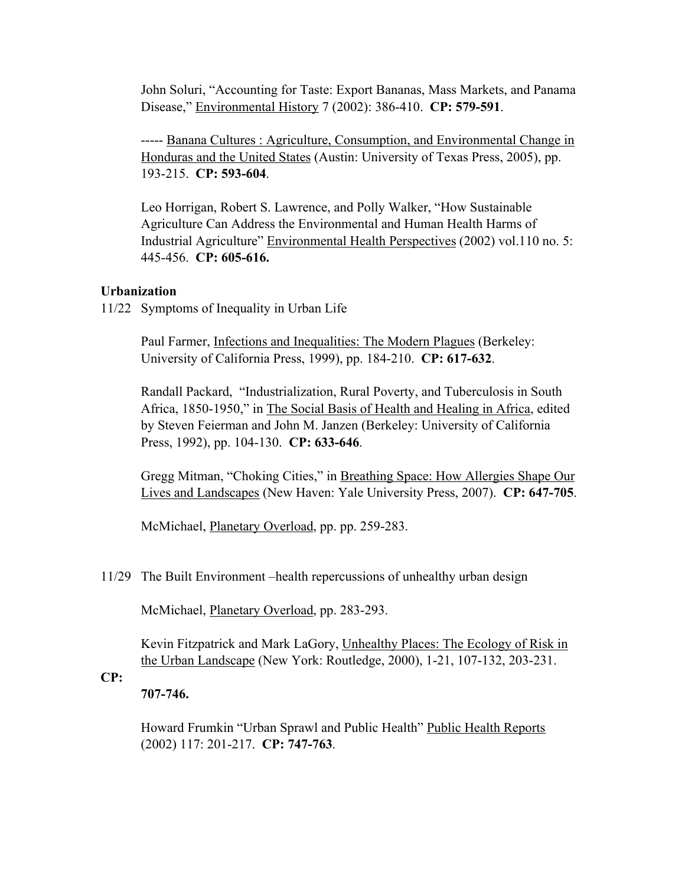John Soluri, "Accounting for Taste: Export Bananas, Mass Markets, and Panama Disease," Environmental History 7 (2002): 386-410. **CP: 579-591**.

----- Banana Cultures : Agriculture, Consumption, and Environmental Change in Honduras and the United States (Austin: University of Texas Press, 2005), pp. 193-215. **CP: 593-604**.

Leo Horrigan, Robert S. Lawrence, and Polly Walker, "How Sustainable Agriculture Can Address the Environmental and Human Health Harms of Industrial Agriculture" Environmental Health Perspectives (2002) vol.110 no. 5: 445-456. **CP: 605-616.**

**Urbanization**

11/22 Symptoms of Inequality in Urban Life

Paul Farmer, Infections and Inequalities: The Modern Plagues (Berkeley: University of California Press, 1999), pp. 184-210. **CP: 617-632**.

Randall Packard, "Industrialization, Rural Poverty, and Tuberculosis in South Africa, 1850-1950," in The Social Basis of Health and Healing in Africa, edited by Steven Feierman and John M. Janzen (Berkeley: University of California Press, 1992), pp. 104-130. **CP: 633-646**.

Gregg Mitman, "Choking Cities," in Breathing Space: How Allergies Shape Our Lives and Landscapes (New Haven: Yale University Press, 2007). **CP: 647-705**.

McMichael, Planetary Overload, pp. pp. 259-283.

11/29 The Built Environment –health repercussions of unhealthy urban design

McMichael, Planetary Overload, pp. 283-293.

Kevin Fitzpatrick and Mark LaGory, Unhealthy Places: The Ecology of Risk in the Urban Landscape (New York: Routledge, 2000), 1-21, 107-132, 203-231. **CP: 707-746.**

Howard Frumkin "Urban Sprawl and Public Health" Public Health Reports (2002) 117: 201-217. **CP: 747-763**.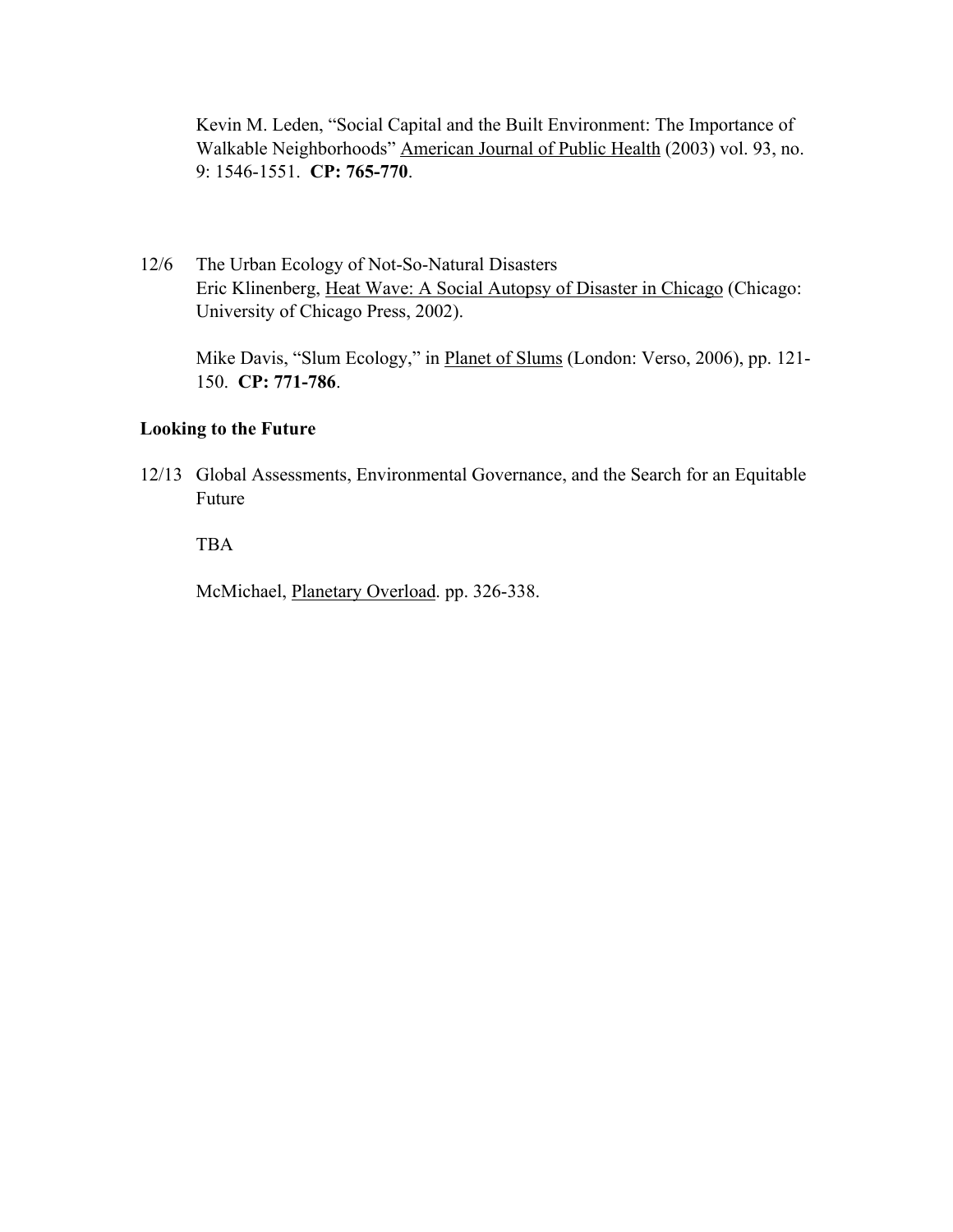Kevin M. Leden, "Social Capital and the Built Environment: The Importance of Walkable Neighborhoods" American Journal of Public Health (2003) vol. 93, no. 9: 1546-1551. **CP: 765-770**.

12/6 The Urban Ecology of Not-So-Natural Disasters
Eric Klinenberg, Heat Wave: A Social Autopsy of Disaster in Chicago (Chicago: University of Chicago Press, 2002).

Mike Davis, "Slum Ecology," in Planet of Slums (London: Verso, 2006), pp. 121-150. **CP: 771-786**.

**Looking to the Future**

12/13 Global Assessments, Environmental Governance, and the Search for an Equitable Future

TBA

McMichael, Planetary Overload. pp. 326-338.